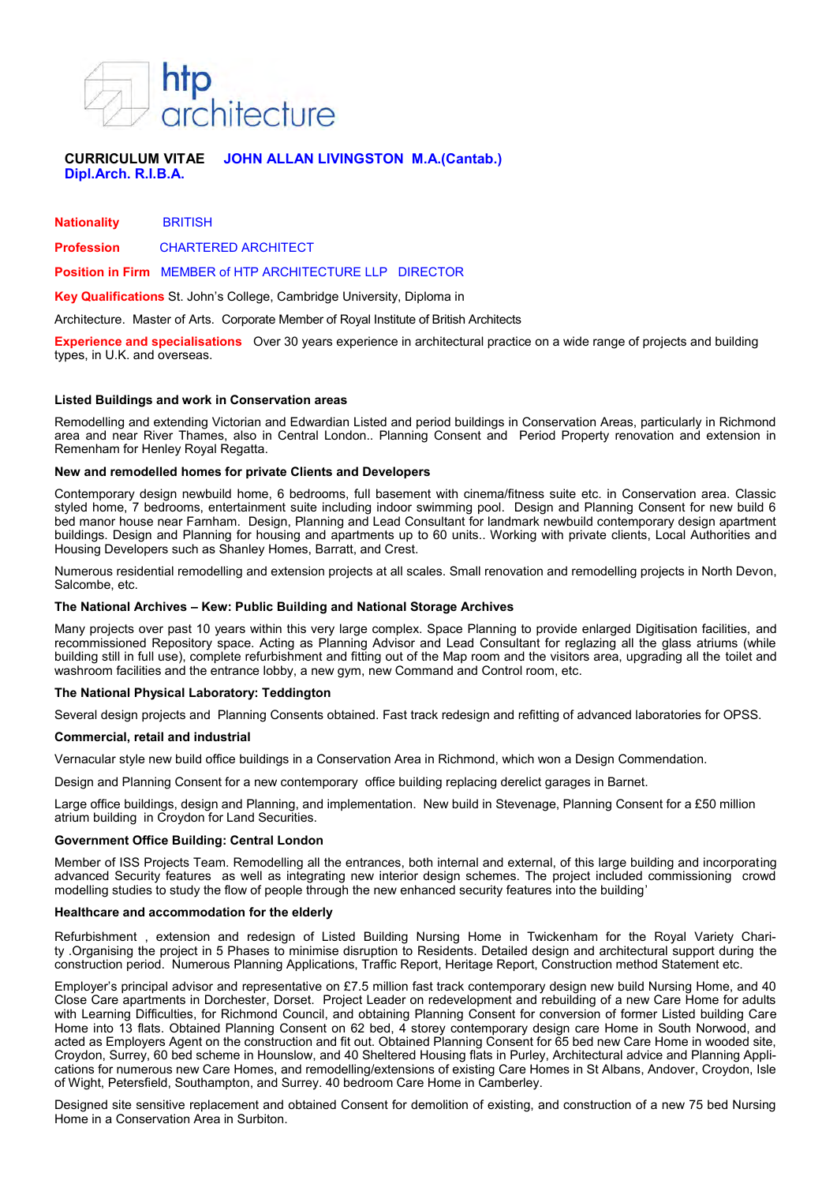htp architecture

**CURRICULUM VITAE** **JOHN ALLAN LIVINGSTON M.A.(Cantab.) Dipl.Arch. R.I.B.A.**

**Nationality** BRITISH

**Profession** CHARTERED ARCHITECT

**Position in Firm** MEMBER of HTP ARCHITECTURE LLP DIRECTOR

**Key Qualifications** St. John's College, Cambridge University, Diploma in Architecture. Master of Arts. Corporate Member of Royal Institute of British Architects

**Experience and specialisations** Over 30 years experience in architectural practice on a wide range of projects and building types, in U.K. and overseas.

**Listed Buildings and work in Conservation areas**

Remodelling and extending Victorian and Edwardian Listed and period buildings in Conservation Areas, particularly in Richmond area and near River Thames, also in Central London.. Planning Consent and Period Property renovation and extension in Remenham for Henley Royal Regatta.

**New and remodelled homes for private Clients and Developers**

Contemporary design newbuild home, 6 bedrooms, full basement with cinema/fitness suite etc. in Conservation area. Classic styled home, 7 bedrooms, entertainment suite including indoor swimming pool. Design and Planning Consent for new build 6 bed manor house near Farnham. Design, Planning and Lead Consultant for landmark newbuild contemporary design apartment buildings. Design and Planning for housing and apartments up to 60 units.. Working with private clients, Local Authorities and Housing Developers such as Shanley Homes, Barratt, and Crest.

Numerous residential remodelling and extension projects at all scales. Small renovation and remodelling projects in North Devon, Salcombe, etc.

**The National Archives – Kew: Public Building and National Storage Archives**

Many projects over past 10 years within this very large complex. Space Planning to provide enlarged Digitisation facilities, and recommissioned Repository space. Acting as Planning Advisor and Lead Consultant for reglazing all the glass atriums (while building still in full use), complete refurbishment and fitting out of the Map room and the visitors area, upgrading all the toilet and washroom facilities and the entrance lobby, a new gym, new Command and Control room, etc.

**The National Physical Laboratory: Teddington**

Several design projects and Planning Consents obtained. Fast track redesign and refitting of advanced laboratories for OPSS.

**Commercial, retail and industrial**

Vernacular style new build office buildings in a Conservation Area in Richmond, which won a Design Commendation.

Design and Planning Consent for a new contemporary office building replacing derelict garages in Barnet.

Large office buildings, design and Planning, and implementation. New build in Stevenage, Planning Consent for a £50 million atrium building in Croydon for Land Securities.

**Government Office Building: Central London**

Member of ISS Projects Team. Remodelling all the entrances, both internal and external, of this large building and incorporating advanced Security features as well as integrating new interior design schemes. The project included commissioning crowd modelling studies to study the flow of people through the new enhanced security features into the building'

**Healthcare and accommodation for the elderly**

Refurbishment , extension and redesign of Listed Building Nursing Home in Twickenham for the Royal Variety Charity .Organising the project in 5 Phases to minimise disruption to Residents. Detailed design and architectural support during the construction period. Numerous Planning Applications, Traffic Report, Heritage Report, Construction method Statement etc.

Employer's principal advisor and representative on £7.5 million fast track contemporary design new build Nursing Home, and 40 Close Care apartments in Dorchester, Dorset. Project Leader on redevelopment and rebuilding of a new Care Home for adults with Learning Difficulties, for Richmond Council, and obtaining Planning Consent for conversion of former Listed building Care Home into 13 flats. Obtained Planning Consent on 62 bed, 4 storey contemporary design care Home in South Norwood, and acted as Employers Agent on the construction and fit out. Obtained Planning Consent for 65 bed new Care Home in wooded site, Croydon, Surrey, 60 bed scheme in Hounslow, and 40 Sheltered Housing flats in Purley, Architectural advice and Planning Applications for numerous new Care Homes, and remodelling/extensions of existing Care Homes in St Albans, Andover, Croydon, Isle of Wight, Petersfield, Southampton, and Surrey. 40 bedroom Care Home in Camberley.

Designed site sensitive replacement and obtained Consent for demolition of existing, and construction of a new 75 bed Nursing Home in a Conservation Area in Surbiton.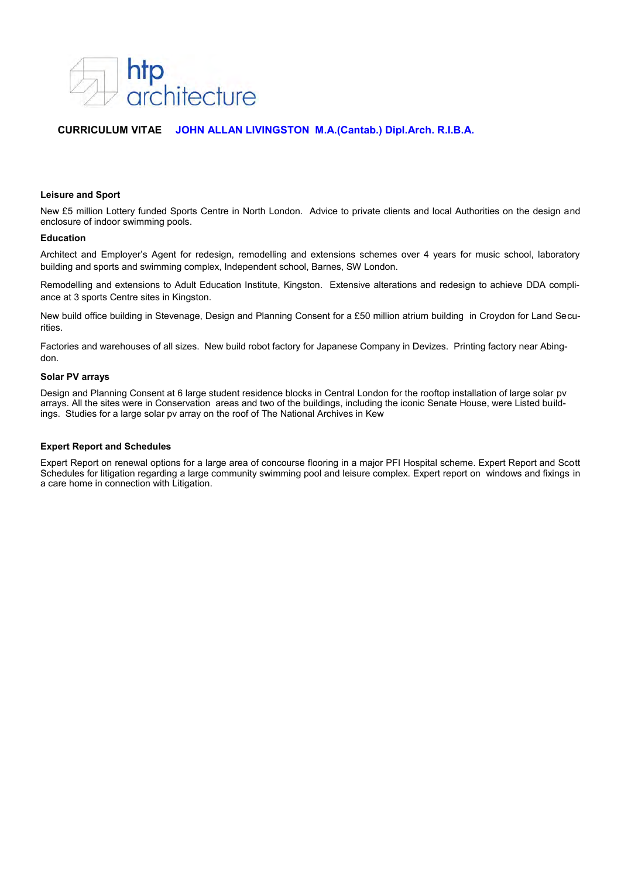htp architecture

**CURRICULUM VITAE** **JOHN ALLAN LIVINGSTON M.A.(Cantab.) Dipl.Arch. R.I.B.A.**

### Leisure and Sport

New £5 million Lottery funded Sports Centre in North London. Advice to private clients and local Authorities on the design and enclosure of indoor swimming pools.

### Education

Architect and Employer's Agent for redesign, remodelling and extensions schemes over 4 years for music school, laboratory building and sports and swimming complex, Independent school, Barnes, SW London.

Remodelling and extensions to Adult Education Institute, Kingston. Extensive alterations and redesign to achieve DDA compliance at 3 sports Centre sites in Kingston.

New build office building in Stevenage, Design and Planning Consent for a £50 million atrium building in Croydon for Land Securities.

Factories and warehouses of all sizes. New build robot factory for Japanese Company in Devizes. Printing factory near Abingdon.

### Solar PV arrays

Design and Planning Consent at 6 large student residence blocks in Central London for the rooftop installation of large solar pv arrays. All the sites were in Conservation areas and two of the buildings, including the iconic Senate House, were Listed buildings. Studies for a large solar pv array on the roof of The National Archives in Kew

### Expert Report and Schedules

Expert Report on renewal options for a large area of concourse flooring in a major PFI Hospital scheme. Expert Report and Scott Schedules for litigation regarding a large community swimming pool and leisure complex. Expert report on windows and fixings in a care home in connection with Litigation.